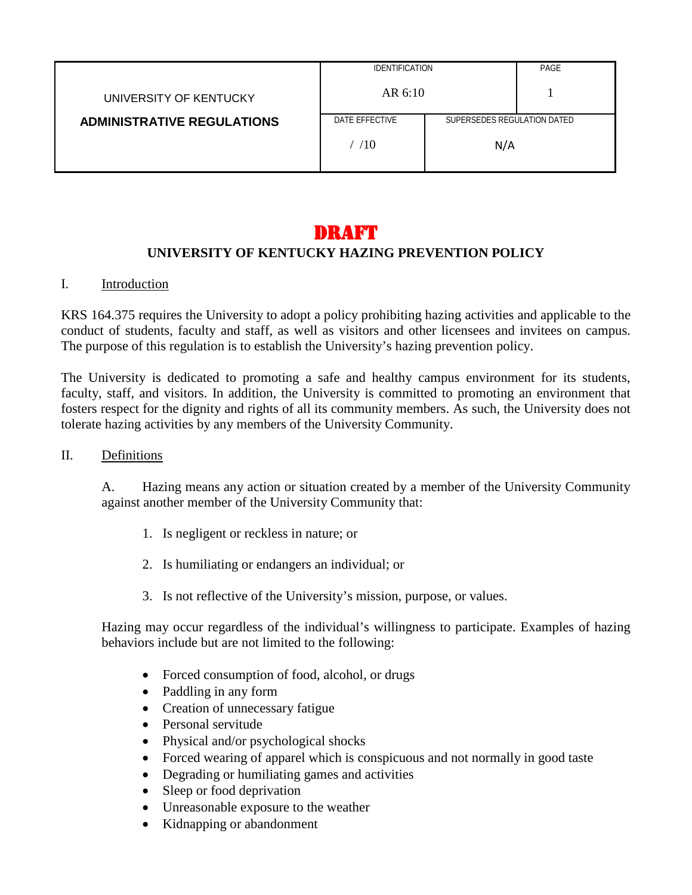| UNIVERSITY OF KENTUCKY **ADMINISTRATIVE REGULATIONS** | IDENTIFICATION AR 6:10 | | PAGE 1 |
|---|---|---|---|
| | DATE EFFECTIVE / /10 | SUPERSEDES REGULATION DATED N/A | |

**DRAFT**

# UNIVERSITY OF KENTUCKY HAZING PREVENTION POLICY

## I. Introduction

KRS 164.375 requires the University to adopt a policy prohibiting hazing activities and applicable to the conduct of students, faculty and staff, as well as visitors and other licensees and invitees on campus. The purpose of this regulation is to establish the University's hazing prevention policy.

The University is dedicated to promoting a safe and healthy campus environment for its students, faculty, staff, and visitors. In addition, the University is committed to promoting an environment that fosters respect for the dignity and rights of all its community members. As such, the University does not tolerate hazing activities by any members of the University Community.

## II. Definitions

A. Hazing means any action or situation created by a member of the University Community against another member of the University Community that:

1. Is negligent or reckless in nature; or
2. Is humiliating or endangers an individual; or
3. Is not reflective of the University's mission, purpose, or values.

Hazing may occur regardless of the individual's willingness to participate. Examples of hazing behaviors include but are not limited to the following:

- Forced consumption of food, alcohol, or drugs
- Paddling in any form
- Creation of unnecessary fatigue
- Personal servitude
- Physical and/or psychological shocks
- Forced wearing of apparel which is conspicuous and not normally in good taste
- Degrading or humiliating games and activities
- Sleep or food deprivation
- Unreasonable exposure to the weather
- Kidnapping or abandonment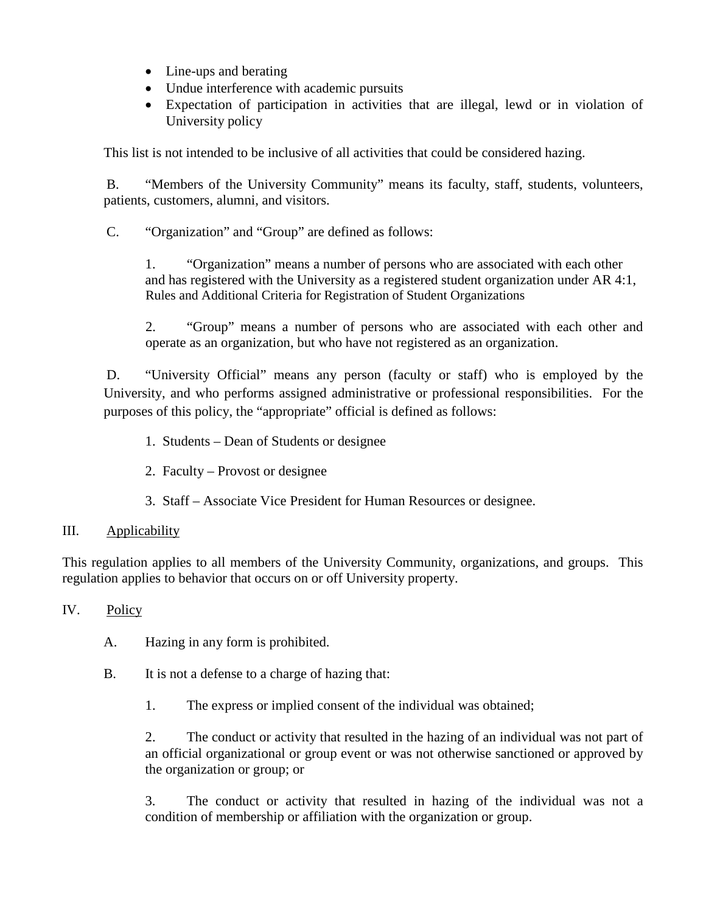- Line-ups and berating
- Undue interference with academic pursuits
- Expectation of participation in activities that are illegal, lewd or in violation of University policy

This list is not intended to be inclusive of all activities that could be considered hazing.

B. "Members of the University Community" means its faculty, staff, students, volunteers, patients, customers, alumni, and visitors.

C. "Organization" and "Group" are defined as follows:

1. "Organization" means a number of persons who are associated with each other and has registered with the University as a registered student organization under AR 4:1, Rules and Additional Criteria for Registration of Student Organizations

2. "Group" means a number of persons who are associated with each other and operate as an organization, but who have not registered as an organization.

D. "University Official" means any person (faculty or staff) who is employed by the University, and who performs assigned administrative or professional responsibilities. For the purposes of this policy, the "appropriate" official is defined as follows:

1. Students – Dean of Students or designee

2. Faculty – Provost or designee

3. Staff – Associate Vice President for Human Resources or designee.

## III. Applicability

This regulation applies to all members of the University Community, organizations, and groups. This regulation applies to behavior that occurs on or off University property.

## IV. Policy

A. Hazing in any form is prohibited.

B. It is not a defense to a charge of hazing that:

1. The express or implied consent of the individual was obtained;

2. The conduct or activity that resulted in the hazing of an individual was not part of an official organizational or group event or was not otherwise sanctioned or approved by the organization or group; or

3. The conduct or activity that resulted in hazing of the individual was not a condition of membership or affiliation with the organization or group.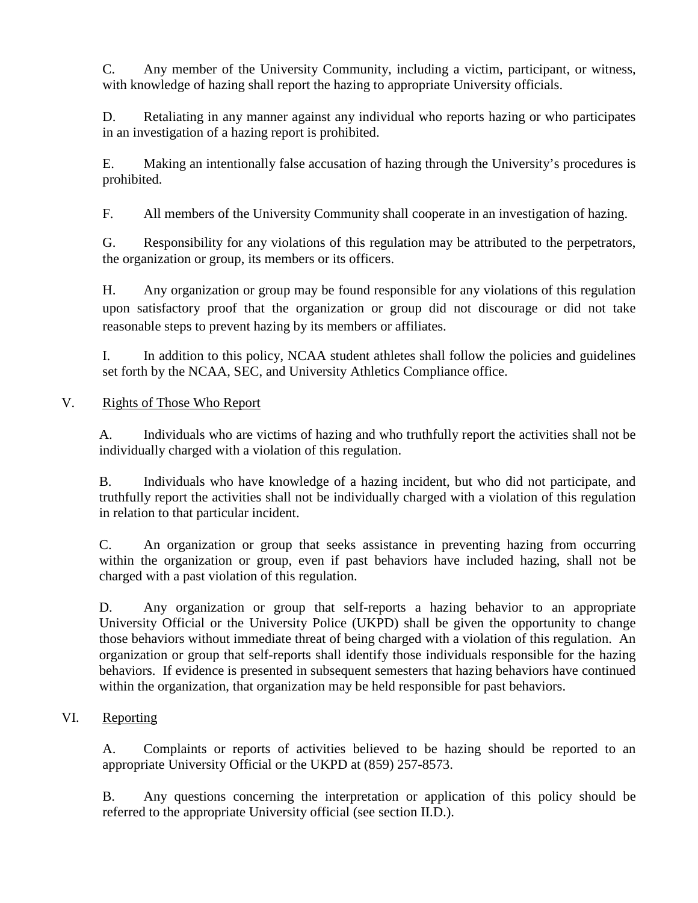C. Any member of the University Community, including a victim, participant, or witness, with knowledge of hazing shall report the hazing to appropriate University officials.

D. Retaliating in any manner against any individual who reports hazing or who participates in an investigation of a hazing report is prohibited.

E. Making an intentionally false accusation of hazing through the University's procedures is prohibited.

F. All members of the University Community shall cooperate in an investigation of hazing.

G. Responsibility for any violations of this regulation may be attributed to the perpetrators, the organization or group, its members or its officers.

H. Any organization or group may be found responsible for any violations of this regulation upon satisfactory proof that the organization or group did not discourage or did not take reasonable steps to prevent hazing by its members or affiliates.

I. In addition to this policy, NCAA student athletes shall follow the policies and guidelines set forth by the NCAA, SEC, and University Athletics Compliance office.

## V. Rights of Those Who Report

A. Individuals who are victims of hazing and who truthfully report the activities shall not be individually charged with a violation of this regulation.

B. Individuals who have knowledge of a hazing incident, but who did not participate, and truthfully report the activities shall not be individually charged with a violation of this regulation in relation to that particular incident.

C. An organization or group that seeks assistance in preventing hazing from occurring within the organization or group, even if past behaviors have included hazing, shall not be charged with a past violation of this regulation.

D. Any organization or group that self-reports a hazing behavior to an appropriate University Official or the University Police (UKPD) shall be given the opportunity to change those behaviors without immediate threat of being charged with a violation of this regulation. An organization or group that self-reports shall identify those individuals responsible for the hazing behaviors. If evidence is presented in subsequent semesters that hazing behaviors have continued within the organization, that organization may be held responsible for past behaviors.

## VI. Reporting

A. Complaints or reports of activities believed to be hazing should be reported to an appropriate University Official or the UKPD at (859) 257-8573.

B. Any questions concerning the interpretation or application of this policy should be referred to the appropriate University official (see section II.D.).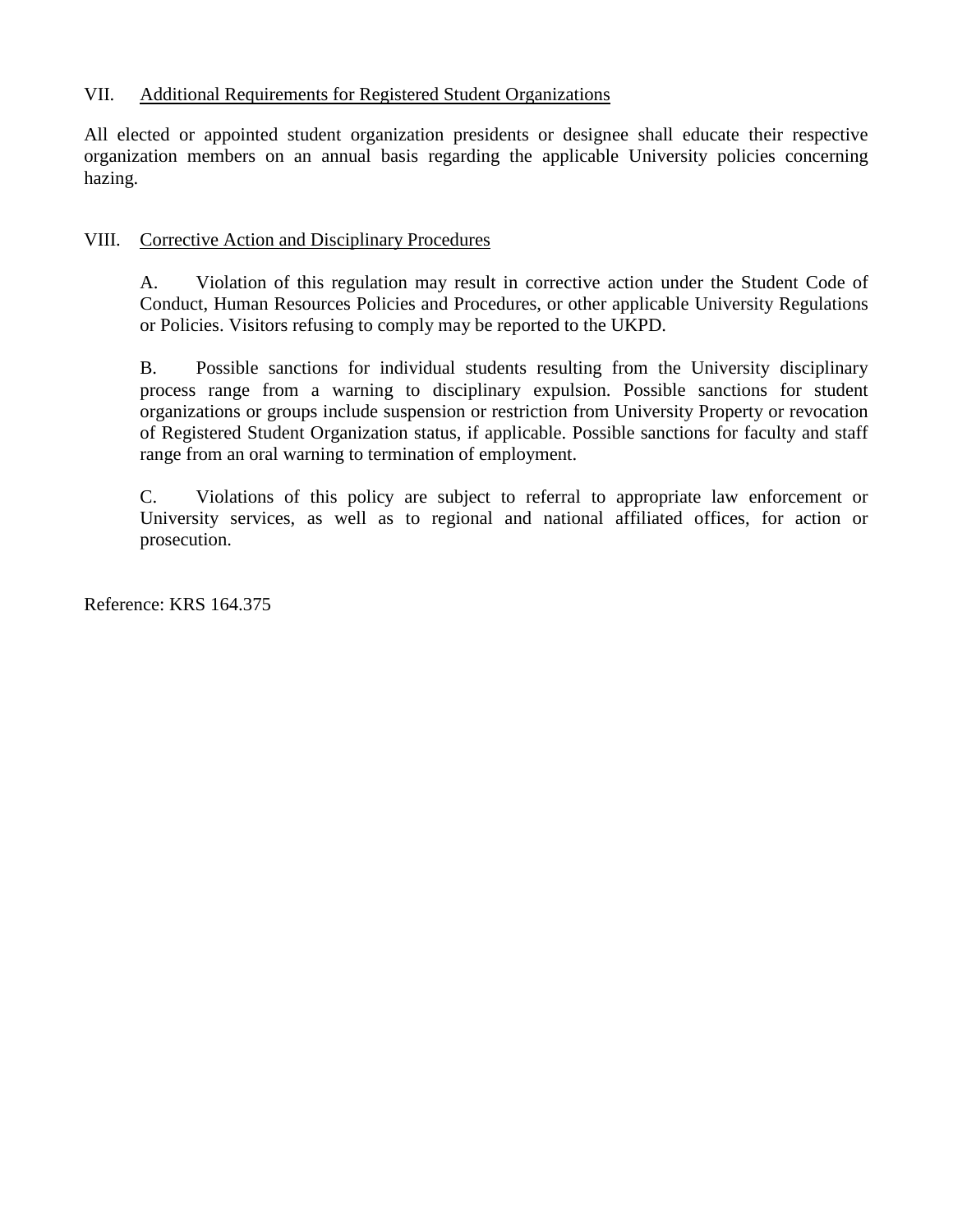## VII. Additional Requirements for Registered Student Organizations

All elected or appointed student organization presidents or designee shall educate their respective organization members on an annual basis regarding the applicable University policies concerning hazing.

## VIII. Corrective Action and Disciplinary Procedures

A. Violation of this regulation may result in corrective action under the Student Code of Conduct, Human Resources Policies and Procedures, or other applicable University Regulations or Policies. Visitors refusing to comply may be reported to the UKPD.

B. Possible sanctions for individual students resulting from the University disciplinary process range from a warning to disciplinary expulsion. Possible sanctions for student organizations or groups include suspension or restriction from University Property or revocation of Registered Student Organization status, if applicable. Possible sanctions for faculty and staff range from an oral warning to termination of employment.

C. Violations of this policy are subject to referral to appropriate law enforcement or University services, as well as to regional and national affiliated offices, for action or prosecution.

Reference: KRS 164.375